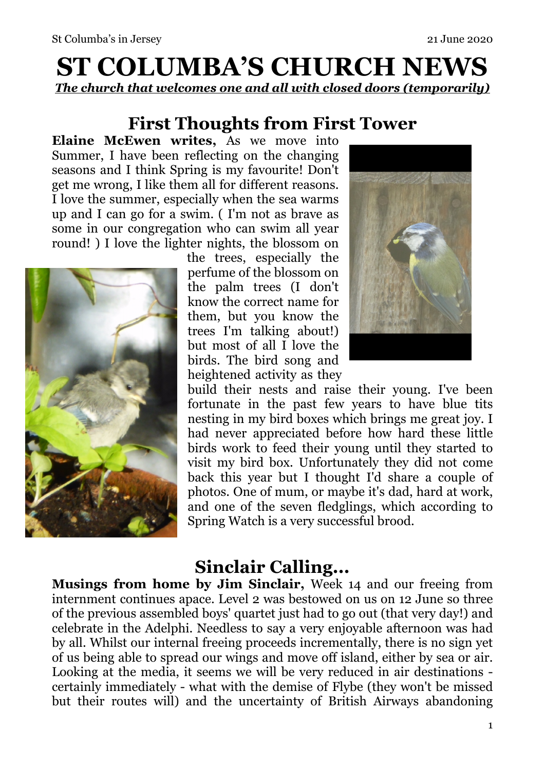# ST COLUMBA'S CHURCH NEWS

***The church that welcomes one and all with closed doors (temporarily)***

## First Thoughts from First Tower

**Elaine McEwen writes,** As we move into Summer, I have been reflecting on the changing seasons and I think Spring is my favourite! Don't get me wrong, I like them all for different reasons. I love the summer, especially when the sea warms up and I can go for a swim. ( I'm not as brave as some in our congregation who can swim all year round! ) I love the lighter nights, the blossom on the trees, especially the perfume of the blossom on the palm trees (I don't know the correct name for them, but you know the trees I'm talking about!) but most of all I love the birds. The bird song and heightened activity as they build their nests and raise their young. I've been fortunate in the past few years to have blue tits nesting in my bird boxes which brings me great joy. I had never appreciated before how hard these little birds work to feed their young until they started to visit my bird box. Unfortunately they did not come back this year but I thought I'd share a couple of photos. One of mum, or maybe it's dad, hard at work, and one of the seven fledglings, which according to Spring Watch is a very successful brood.

## Sinclair Calling...

**Musings from home by Jim Sinclair,** Week 14 and our freeing from internment continues apace. Level 2 was bestowed on us on 12 June so three of the previous assembled boys' quartet just had to go out (that very day!) and celebrate in the Adelphi. Needless to say a very enjoyable afternoon was had by all. Whilst our internal freeing proceeds incrementally, there is no sign yet of us being able to spread our wings and move off island, either by sea or air. Looking at the media, it seems we will be very reduced in air destinations - certainly immediately - what with the demise of Flybe (they won't be missed but their routes will) and the uncertainty of British Airways abandoning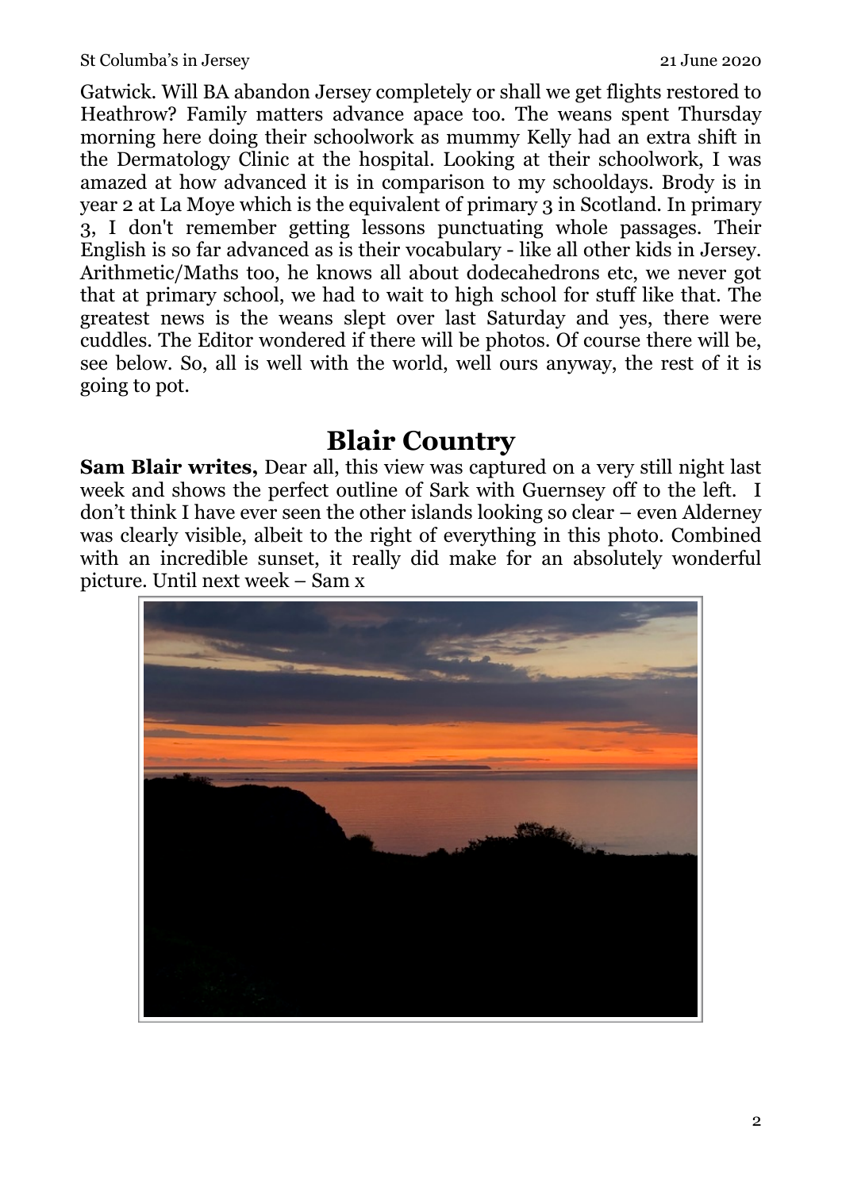Gatwick. Will BA abandon Jersey completely or shall we get flights restored to Heathrow? Family matters advance apace too. The weans spent Thursday morning here doing their schoolwork as mummy Kelly had an extra shift in the Dermatology Clinic at the hospital. Looking at their schoolwork, I was amazed at how advanced it is in comparison to my schooldays. Brody is in year 2 at La Moye which is the equivalent of primary 3 in Scotland. In primary 3, I don't remember getting lessons punctuating whole passages. Their English is so far advanced as is their vocabulary - like all other kids in Jersey. Arithmetic/Maths too, he knows all about dodecahedrons etc, we never got that at primary school, we had to wait to high school for stuff like that. The greatest news is the weans slept over last Saturday and yes, there were cuddles. The Editor wondered if there will be photos. Of course there will be, see below. So, all is well with the world, well ours anyway, the rest of it is going to pot.

## Blair Country

**Sam Blair writes,** Dear all, this view was captured on a very still night last week and shows the perfect outline of Sark with Guernsey off to the left. I don't think I have ever seen the other islands looking so clear – even Alderney was clearly visible, albeit to the right of everything in this photo. Combined with an incredible sunset, it really did make for an absolutely wonderful picture. Until next week – Sam x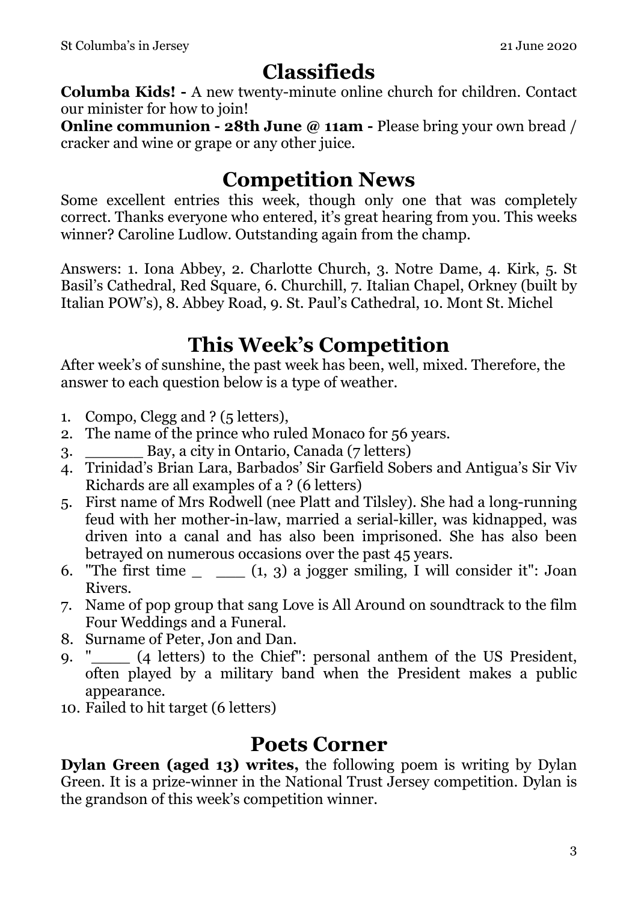## Classifieds

**Columba Kids! -** A new twenty-minute online church for children. Contact our minister for how to join!

**Online communion - 28th June @ 11am -** Please bring your own bread / cracker and wine or grape or any other juice.

## Competition News

Some excellent entries this week, though only one that was completely correct. Thanks everyone who entered, it's great hearing from you. This weeks winner? Caroline Ludlow. Outstanding again from the champ.

Answers: 1. Iona Abbey, 2. Charlotte Church, 3. Notre Dame, 4. Kirk, 5. St Basil's Cathedral, Red Square, 6. Churchill, 7. Italian Chapel, Orkney (built by Italian POW's), 8. Abbey Road, 9. St. Paul's Cathedral, 10. Mont St. Michel

## This Week's Competition

After week's of sunshine, the past week has been, well, mixed. Therefore, the answer to each question below is a type of weather.

1. Compo, Clegg and ? (5 letters),
2. The name of the prince who ruled Monaco for 56 years.
3. ______ Bay, a city in Ontario, Canada (7 letters)
4. Trinidad's Brian Lara, Barbados' Sir Garfield Sobers and Antigua's Sir Viv Richards are all examples of a ? (6 letters)
5. First name of Mrs Rodwell (nee Platt and Tilsley). She had a long-running feud with her mother-in-law, married a serial-killer, was kidnapped, was driven into a canal and has also been imprisoned. She has also been betrayed on numerous occasions over the past 45 years.
6. "The first time _ ___ (1, 3) a jogger smiling, I will consider it": Joan Rivers.
7. Name of pop group that sang Love is All Around on soundtrack to the film Four Weddings and a Funeral.
8. Surname of Peter, Jon and Dan.
9. "____ (4 letters) to the Chief": personal anthem of the US President, often played by a military band when the President makes a public appearance.
10. Failed to hit target (6 letters)

## Poets Corner

**Dylan Green (aged 13) writes,** the following poem is writing by Dylan Green. It is a prize-winner in the National Trust Jersey competition. Dylan is the grandson of this week's competition winner.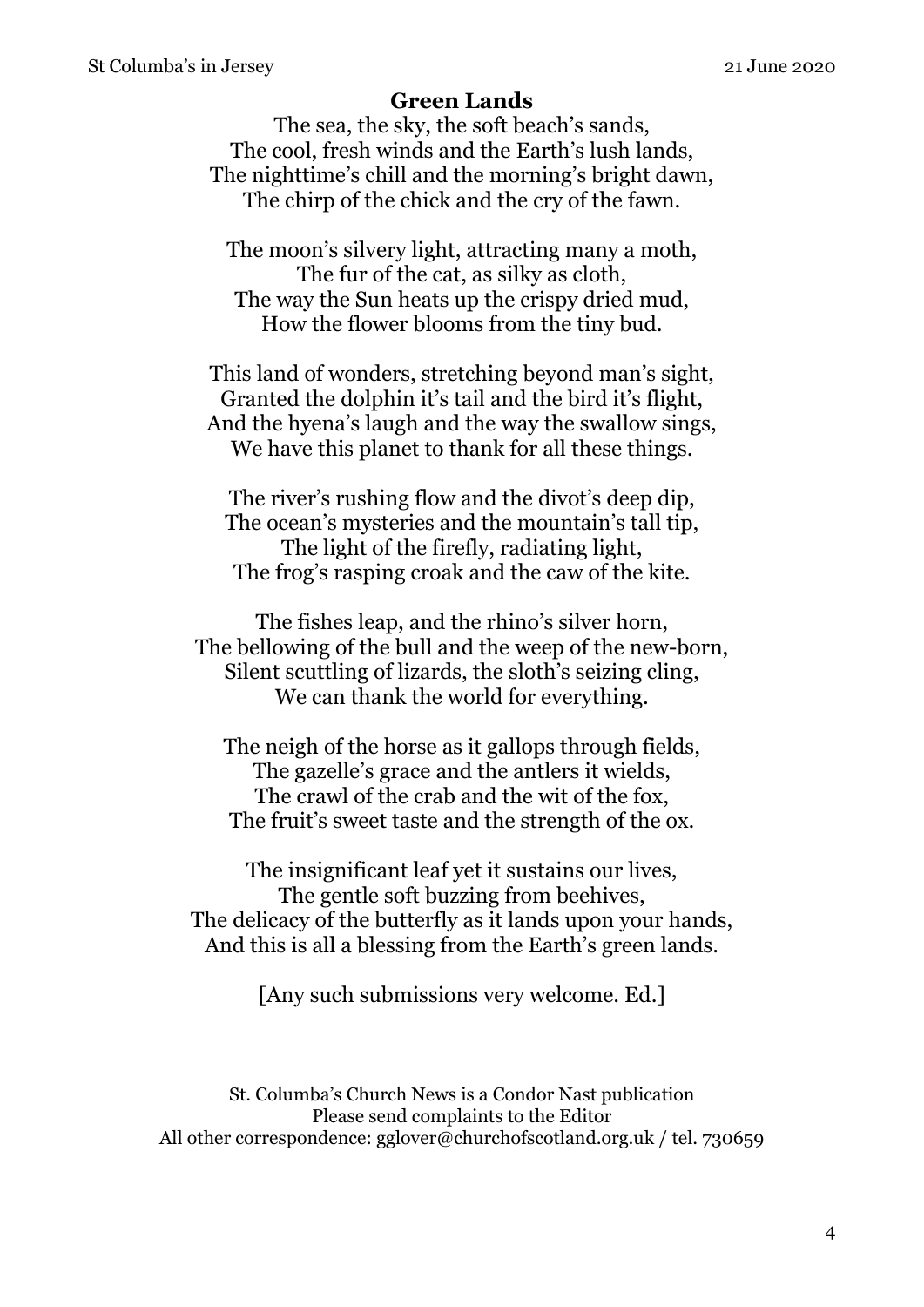**Green Lands**

The sea, the sky, the soft beach's sands,
The cool, fresh winds and the Earth's lush lands,
The nighttime's chill and the morning's bright dawn,
The chirp of the chick and the cry of the fawn.

The moon's silvery light, attracting many a moth,
The fur of the cat, as silky as cloth,
The way the Sun heats up the crispy dried mud,
How the flower blooms from the tiny bud.

This land of wonders, stretching beyond man's sight,
Granted the dolphin it's tail and the bird it's flight,
And the hyena's laugh and the way the swallow sings,
We have this planet to thank for all these things.

The river's rushing flow and the divot's deep dip,
The ocean's mysteries and the mountain's tall tip,
The light of the firefly, radiating light,
The frog's rasping croak and the caw of the kite.

The fishes leap, and the rhino's silver horn,
The bellowing of the bull and the weep of the new-born,
Silent scuttling of lizards, the sloth's seizing cling,
We can thank the world for everything.

The neigh of the horse as it gallops through fields,
The gazelle's grace and the antlers it wields,
The crawl of the crab and the wit of the fox,
The fruit's sweet taste and the strength of the ox.

The insignificant leaf yet it sustains our lives,
The gentle soft buzzing from beehives,
The delicacy of the butterfly as it lands upon your hands,
And this is all a blessing from the Earth's green lands.

[Any such submissions very welcome. Ed.]

St. Columba's Church News is a Condor Nast publication
Please send complaints to the Editor
All other correspondence: gglover@churchofscotland.org.uk / tel. 730659